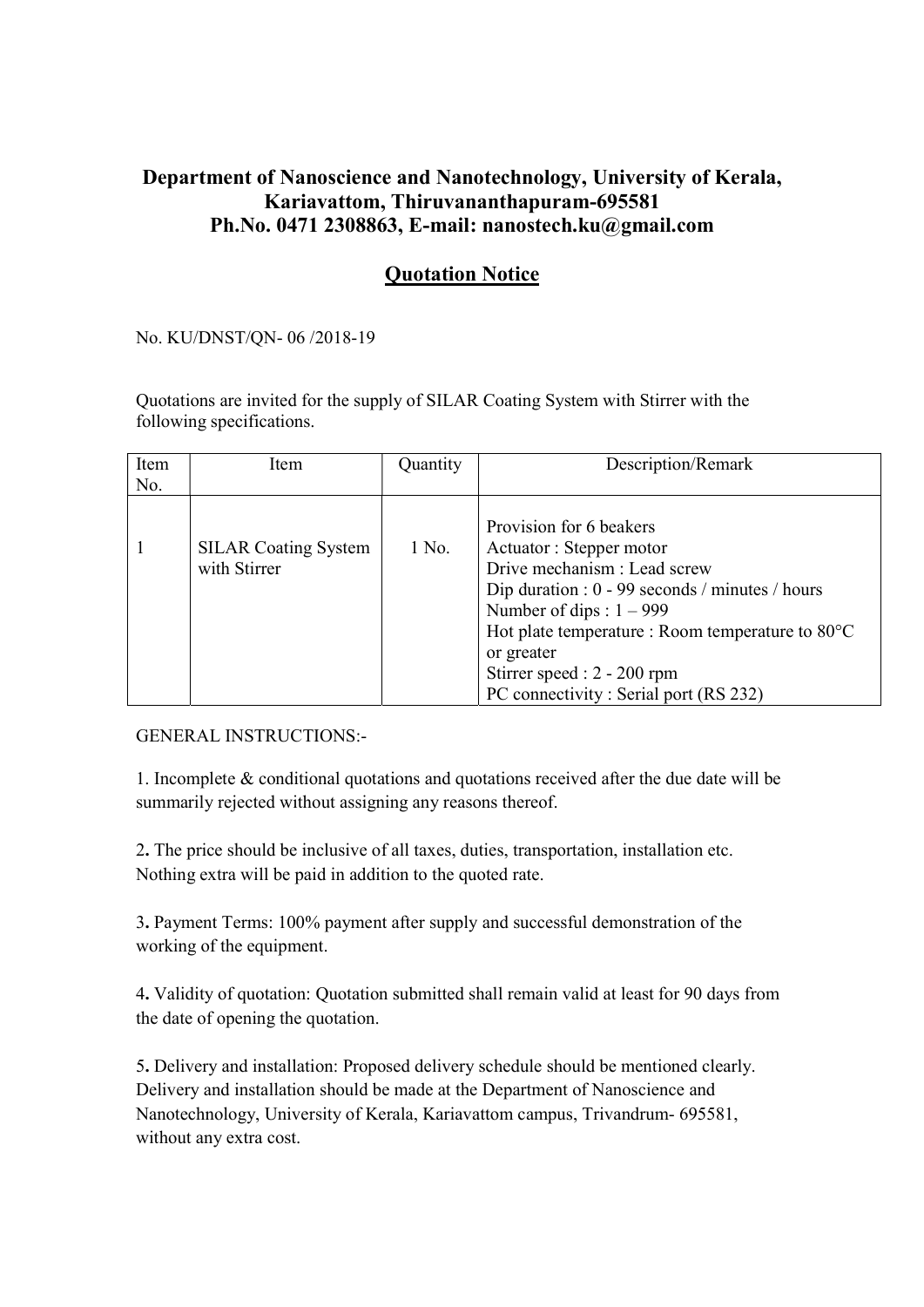# Department of Nanoscience and Nanotechnology, University of Kerala, Kariavattom, Thiruvananthapuram-695581
**Ph.No. 0471 2308863, E-mail: nanostech.ku@gmail.com**

## Quotation Notice

No. KU/DNST/QN- 06 /2018-19

Quotations are invited for the supply of SILAR Coating System with Stirrer with the following specifications.

| Item No. | Item | Quantity | Description/Remark |
|---|---|---|---|
| 1 | SILAR Coating System with Stirrer | 1 No. | Provision for 6 beakers<br>Actuator : Stepper motor<br>Drive mechanism : Lead screw<br>Dip duration : 0 - 99 seconds / minutes / hours<br>Number of dips : 1 – 999<br>Hot plate temperature : Room temperature to 80°C or greater<br>Stirrer speed : 2 - 200 rpm<br>PC connectivity : Serial port (RS 232) |

GENERAL INSTRUCTIONS:-

1. Incomplete & conditional quotations and quotations received after the due date will be summarily rejected without assigning any reasons thereof.

**2.** The price should be inclusive of all taxes, duties, transportation, installation etc. Nothing extra will be paid in addition to the quoted rate.

**3.** Payment Terms: 100% payment after supply and successful demonstration of the working of the equipment.

**4.** Validity of quotation: Quotation submitted shall remain valid at least for 90 days from the date of opening the quotation.

**5.** Delivery and installation: Proposed delivery schedule should be mentioned clearly. Delivery and installation should be made at the Department of Nanoscience and Nanotechnology, University of Kerala, Kariavattom campus, Trivandrum- 695581, without any extra cost.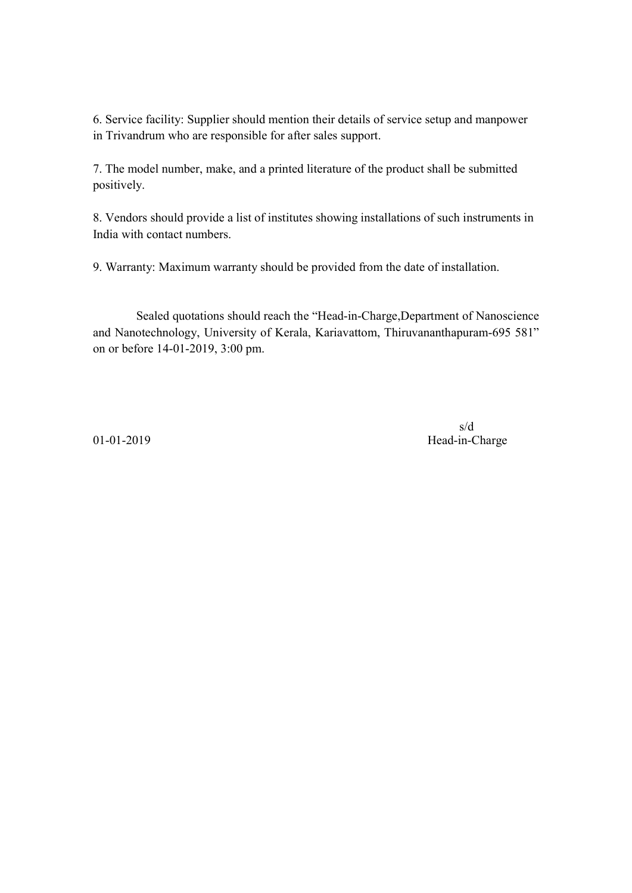6. Service facility: Supplier should mention their details of service setup and manpower in Trivandrum who are responsible for after sales support.

7. The model number, make, and a printed literature of the product shall be submitted positively.

8. Vendors should provide a list of institutes showing installations of such instruments in India with contact numbers.

9. Warranty: Maximum warranty should be provided from the date of installation.

Sealed quotations should reach the "Head-in-Charge,Department of Nanoscience and Nanotechnology, University of Kerala, Kariavattom, Thiruvananthapuram-695 581" on or before 14-01-2019, 3:00 pm.

s/d

01-01-2019 Head-in-Charge